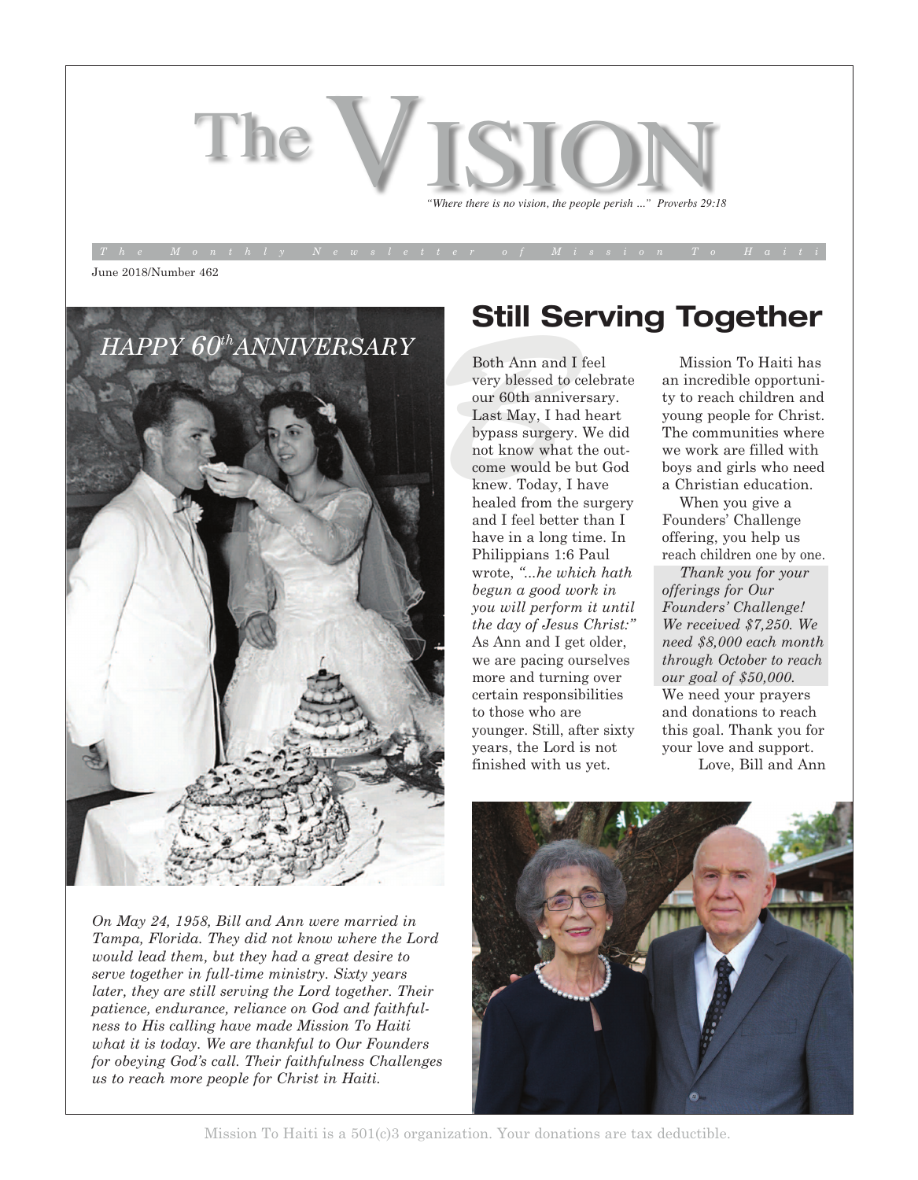# The VISION

*"Where there is no vision, the people perish ..." Proverbs 29:18*

*The Monthly Newsletter of Mission To Haiti*

June 2018/Number 462

*HAPPY 60th ANNIVERSARY*

*On May 24, 1958, Bill and Ann were married in Tampa, Florida. They did not know where the Lord would lead them, but they had a great desire to serve together in full-time ministry. Sixty years later, they are still serving the Lord together. Their patience, endurance, reliance on God and faithfulness to His calling have made Mission To Haiti what it is today. We are thankful to Our Founders for obeying God's call. Their faithfulness Challenges us to reach more people for Christ in Haiti.*

## Still Serving Together

Both Ann and I feel very blessed to celebrate our 60th anniversary. Last May, I had heart bypass surgery. We did not know what the outcome would be but God knew. Today, I have healed from the surgery and I feel better than I have in a long time. In Philippians 1:6 Paul wrote, *"...he which hath begun a good work in you will perform it until the day of Jesus Christ:"* As Ann and I get older, we are pacing ourselves more and turning over certain responsibilities to those who are younger. Still, after sixty years, the Lord is not finished with us yet.

Mission To Haiti has an incredible opportunity to reach children and young people for Christ. The communities where we work are filled with boys and girls who need a Christian education.

When you give a Founders' Challenge offering, you help us reach children one by one.

*Thank you for your offerings for Our Founders' Challenge! We received $7,250. We need $8,000 each month through October to reach our goal of $50,000.*

We need your prayers and donations to reach this goal. Thank you for your love and support.

Love, Bill and Ann

Mission To Haiti is a 501(c)3 organization. Your donations are tax deductible.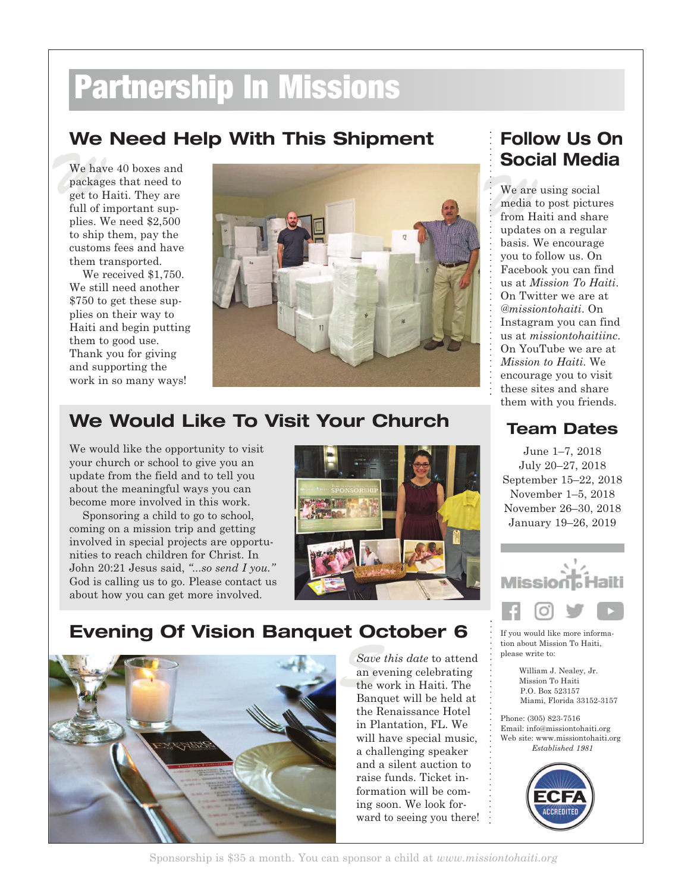# Partnership In Missions

## We Need Help With This Shipment

We have 40 boxes and packages that need to get to Haiti. They are full of important supplies. We need $2,500 to ship them, pay the customs fees and have them transported.

We received $1,750. We still need another $750 to get these supplies on their way to Haiti and begin putting them to good use. Thank you for giving and supporting the work in so many ways!

## We Would Like To Visit Your Church

We would like the opportunity to visit your church or school to give you an update from the field and to tell you about the meaningful ways you can become more involved in this work.

Sponsoring a child to go to school, coming on a mission trip and getting involved in special projects are opportunities to reach children for Christ. In John 20:21 Jesus said, *"...so send I you."* God is calling us to go. Please contact us about how you can get more involved.

## Evening Of Vision Banquet October 6

*Save this date* to attend an evening celebrating the work in Haiti. The Banquet will be held at the Renaissance Hotel in Plantation, FL. We will have special music, a challenging speaker and a silent auction to raise funds. Ticket information will be coming soon. We look forward to seeing you there!

## Follow Us On Social Media

We are using social media to post pictures from Haiti and share updates on a regular basis. We encourage you to follow us. On Facebook you can find us at *Mission To Haiti*. On Twitter we are at *@missiontohaiti*. On Instagram you can find us at *missiontohaitiinc*. On YouTube we are at *Mission to Haiti*. We encourage you to visit these sites and share them with you friends.

## Team Dates

June 1–7, 2018
July 20–27, 2018
September 15–22, 2018
November 1–5, 2018
November 26–30, 2018
January 19–26, 2019

Mission To Haiti

If you would like more information about Mission To Haiti, please write to:

William J. Nealey, Jr.
Mission To Haiti
P.O. Box 523157
Miami, Florida 33152-3157

Phone: (305) 823-7516
Email: info@missiontohaiti.org
Web site: www.missiontohaiti.org
*Established 1981*

ECFA ACCREDITED

Sponsorship is $35 a month. You can sponsor a child at *www.missiontohaiti.org*